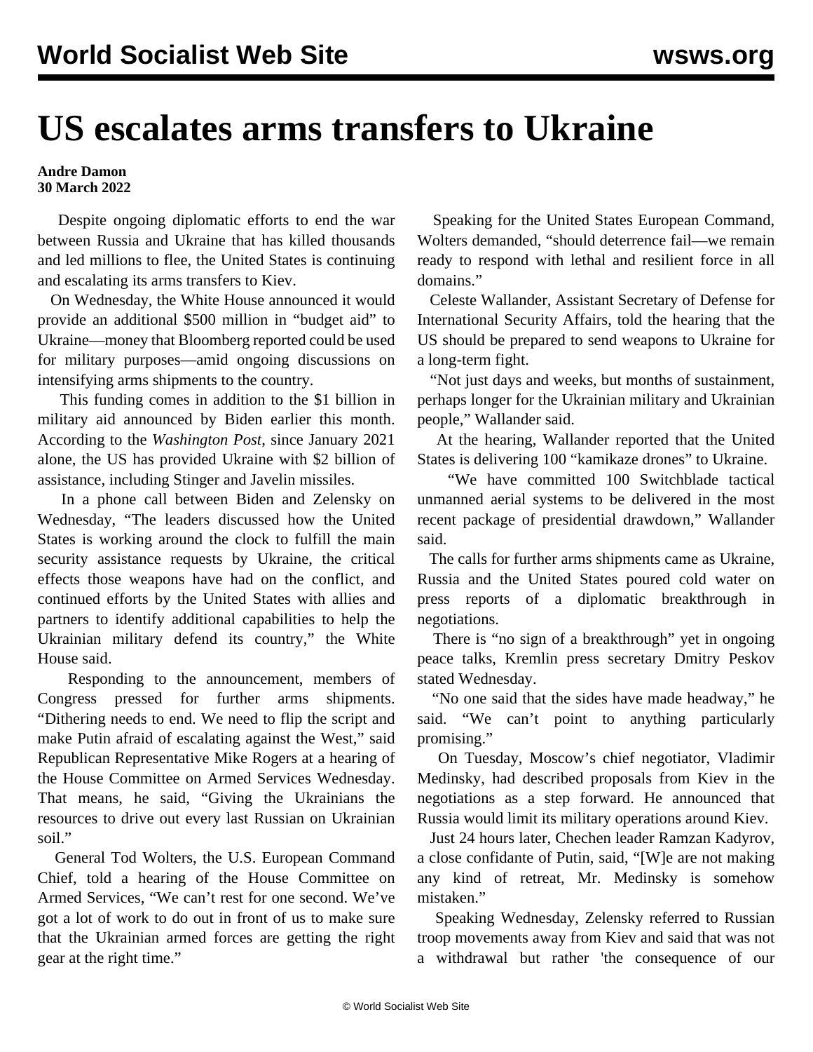// US escalates arms transfers to Ukraine

# US escalates arms transfers to Ukraine

**Andre Damon**
**30 March 2022**

Despite ongoing diplomatic efforts to end the war between Russia and Ukraine that has killed thousands and led millions to flee, the United States is continuing and escalating its arms transfers to Kiev.

On Wednesday, the White House announced it would provide an additional $500 million in "budget aid" to Ukraine—money that Bloomberg reported could be used for military purposes—amid ongoing discussions on intensifying arms shipments to the country.

This funding comes in addition to the $1 billion in military aid announced by Biden earlier this month. According to the *Washington Post*, since January 2021 alone, the US has provided Ukraine with $2 billion of assistance, including Stinger and Javelin missiles.

In a phone call between Biden and Zelensky on Wednesday, "The leaders discussed how the United States is working around the clock to fulfill the main security assistance requests by Ukraine, the critical effects those weapons have had on the conflict, and continued efforts by the United States with allies and partners to identify additional capabilities to help the Ukrainian military defend its country," the White House said.

Responding to the announcement, members of Congress pressed for further arms shipments. "Dithering needs to end. We need to flip the script and make Putin afraid of escalating against the West," said Republican Representative Mike Rogers at a hearing of the House Committee on Armed Services Wednesday. That means, he said, "Giving the Ukrainians the resources to drive out every last Russian on Ukrainian soil."

General Tod Wolters, the U.S. European Command Chief, told a hearing of the House Committee on Armed Services, "We can't rest for one second. We've got a lot of work to do out in front of us to make sure that the Ukrainian armed forces are getting the right gear at the right time."

Speaking for the United States European Command, Wolters demanded, "should deterrence fail—we remain ready to respond with lethal and resilient force in all domains."

Celeste Wallander, Assistant Secretary of Defense for International Security Affairs, told the hearing that the US should be prepared to send weapons to Ukraine for a long-term fight.

"Not just days and weeks, but months of sustainment, perhaps longer for the Ukrainian military and Ukrainian people," Wallander said.

At the hearing, Wallander reported that the United States is delivering 100 "kamikaze drones" to Ukraine.

"We have committed 100 Switchblade tactical unmanned aerial systems to be delivered in the most recent package of presidential drawdown," Wallander said.

The calls for further arms shipments came as Ukraine, Russia and the United States poured cold water on press reports of a diplomatic breakthrough in negotiations.

There is "no sign of a breakthrough" yet in ongoing peace talks, Kremlin press secretary Dmitry Peskov stated Wednesday.

"No one said that the sides have made headway," he said. "We can't point to anything particularly promising."

On Tuesday, Moscow's chief negotiator, Vladimir Medinsky, had described proposals from Kiev in the negotiations as a step forward. He announced that Russia would limit its military operations around Kiev.

Just 24 hours later, Chechen leader Ramzan Kadyrov, a close confidante of Putin, said, "[W]e are not making any kind of retreat, Mr. Medinsky is somehow mistaken."

Speaking Wednesday, Zelensky referred to Russian troop movements away from Kiev and said that was not a withdrawal but rather 'the consequence of our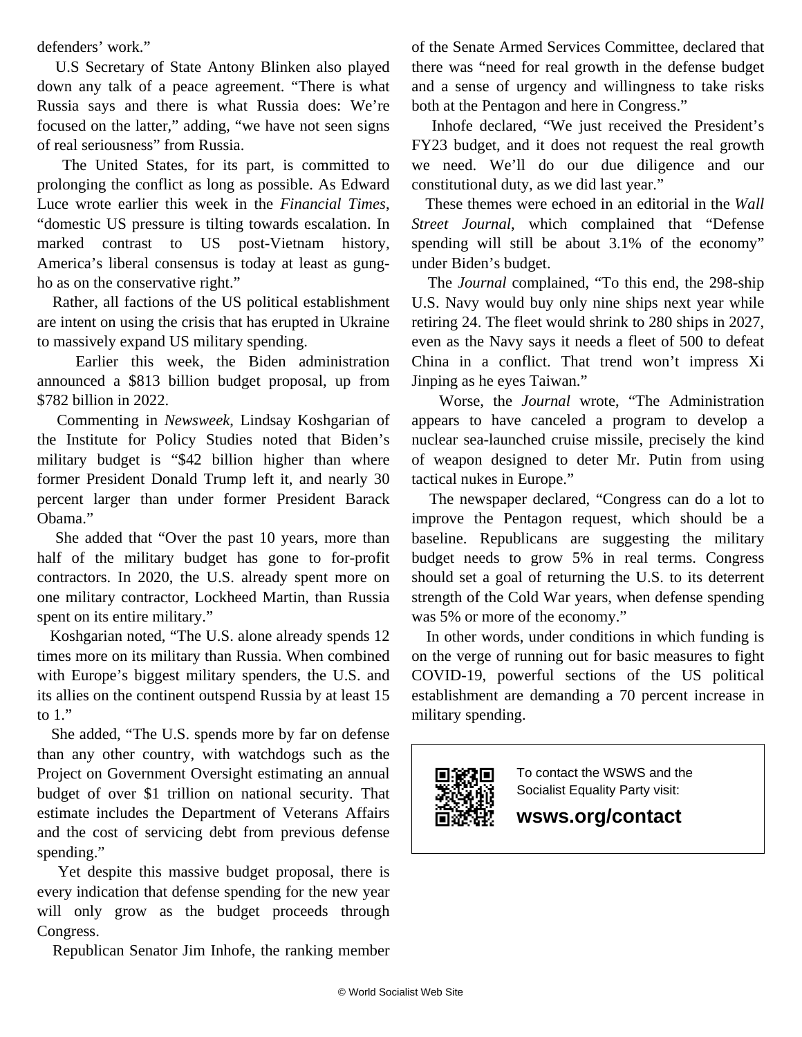defenders' work."

U.S Secretary of State Antony Blinken also played down any talk of a peace agreement. "There is what Russia says and there is what Russia does: We're focused on the latter," adding, "we have not seen signs of real seriousness" from Russia.

The United States, for its part, is committed to prolonging the conflict as long as possible. As Edward Luce wrote earlier this week in the *Financial Times*, "domestic US pressure is tilting towards escalation. In marked contrast to US post-Vietnam history, America's liberal consensus is today at least as gung-ho as on the conservative right."

Rather, all factions of the US political establishment are intent on using the crisis that has erupted in Ukraine to massively expand US military spending.

Earlier this week, the Biden administration announced a $813 billion budget proposal, up from $782 billion in 2022.

Commenting in *Newsweek*, Lindsay Koshgarian of the Institute for Policy Studies noted that Biden's military budget is "$42 billion higher than where former President Donald Trump left it, and nearly 30 percent larger than under former President Barack Obama."

She added that "Over the past 10 years, more than half of the military budget has gone to for-profit contractors. In 2020, the U.S. already spent more on one military contractor, Lockheed Martin, than Russia spent on its entire military."

Koshgarian noted, "The U.S. alone already spends 12 times more on its military than Russia. When combined with Europe's biggest military spenders, the U.S. and its allies on the continent outspend Russia by at least 15 to 1."

She added, "The U.S. spends more by far on defense than any other country, with watchdogs such as the Project on Government Oversight estimating an annual budget of over $1 trillion on national security. That estimate includes the Department of Veterans Affairs and the cost of servicing debt from previous defense spending."

Yet despite this massive budget proposal, there is every indication that defense spending for the new year will only grow as the budget proceeds through Congress.

Republican Senator Jim Inhofe, the ranking member of the Senate Armed Services Committee, declared that there was "need for real growth in the defense budget and a sense of urgency and willingness to take risks both at the Pentagon and here in Congress."

Inhofe declared, "We just received the President's FY23 budget, and it does not request the real growth we need. We'll do our due diligence and our constitutional duty, as we did last year."

These themes were echoed in an editorial in the *Wall Street Journal*, which complained that "Defense spending will still be about 3.1% of the economy" under Biden's budget.

The *Journal* complained, "To this end, the 298-ship U.S. Navy would buy only nine ships next year while retiring 24. The fleet would shrink to 280 ships in 2027, even as the Navy says it needs a fleet of 500 to defeat China in a conflict. That trend won't impress Xi Jinping as he eyes Taiwan."

Worse, the *Journal* wrote, "The Administration appears to have canceled a program to develop a nuclear sea-launched cruise missile, precisely the kind of weapon designed to deter Mr. Putin from using tactical nukes in Europe."

The newspaper declared, "Congress can do a lot to improve the Pentagon request, which should be a baseline. Republicans are suggesting the military budget needs to grow 5% in real terms. Congress should set a goal of returning the U.S. to its deterrent strength of the Cold War years, when defense spending was 5% or more of the economy."

In other words, under conditions in which funding is on the verge of running out for basic measures to fight COVID-19, powerful sections of the US political establishment are demanding a 70 percent increase in military spending.

To contact the WSWS and the Socialist Equality Party visit:

**wsws.org/contact**